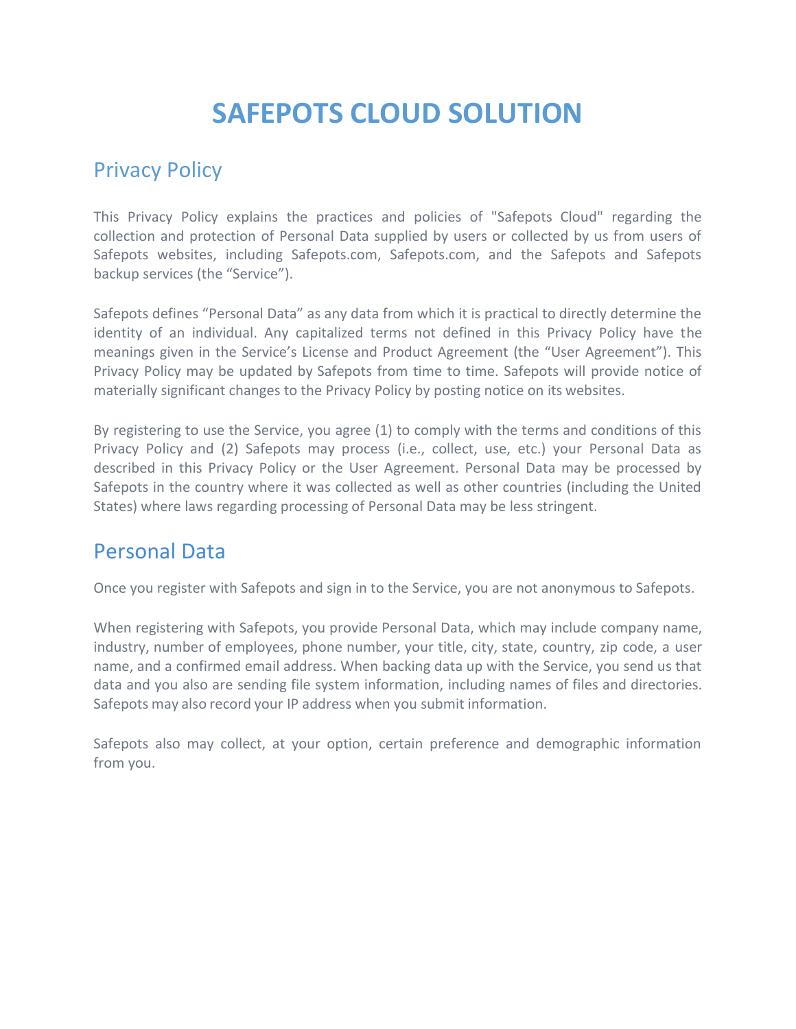# SAFEPOTS CLOUD SOLUTION

## Privacy Policy

This Privacy Policy explains the practices and policies of "Safepots Cloud" regarding the collection and protection of Personal Data supplied by users or collected by us from users of Safepots websites, including Safepots.com, Safepots.com, and the Safepots and Safepots backup services (the "Service").

Safepots defines "Personal Data" as any data from which it is practical to directly determine the identity of an individual. Any capitalized terms not defined in this Privacy Policy have the meanings given in the Service's License and Product Agreement (the "User Agreement"). This Privacy Policy may be updated by Safepots from time to time. Safepots will provide notice of materially significant changes to the Privacy Policy by posting notice on its websites.

By registering to use the Service, you agree (1) to comply with the terms and conditions of this Privacy Policy and (2) Safepots may process (i.e., collect, use, etc.) your Personal Data as described in this Privacy Policy or the User Agreement. Personal Data may be processed by Safepots in the country where it was collected as well as other countries (including the United States) where laws regarding processing of Personal Data may be less stringent.

## Personal Data

Once you register with Safepots and sign in to the Service, you are not anonymous to Safepots.

When registering with Safepots, you provide Personal Data, which may include company name, industry, number of employees, phone number, your title, city, state, country, zip code, a user name, and a confirmed email address. When backing data up with the Service, you send us that data and you also are sending file system information, including names of files and directories. Safepots may also record your IP address when you submit information.

Safepots also may collect, at your option, certain preference and demographic information from you.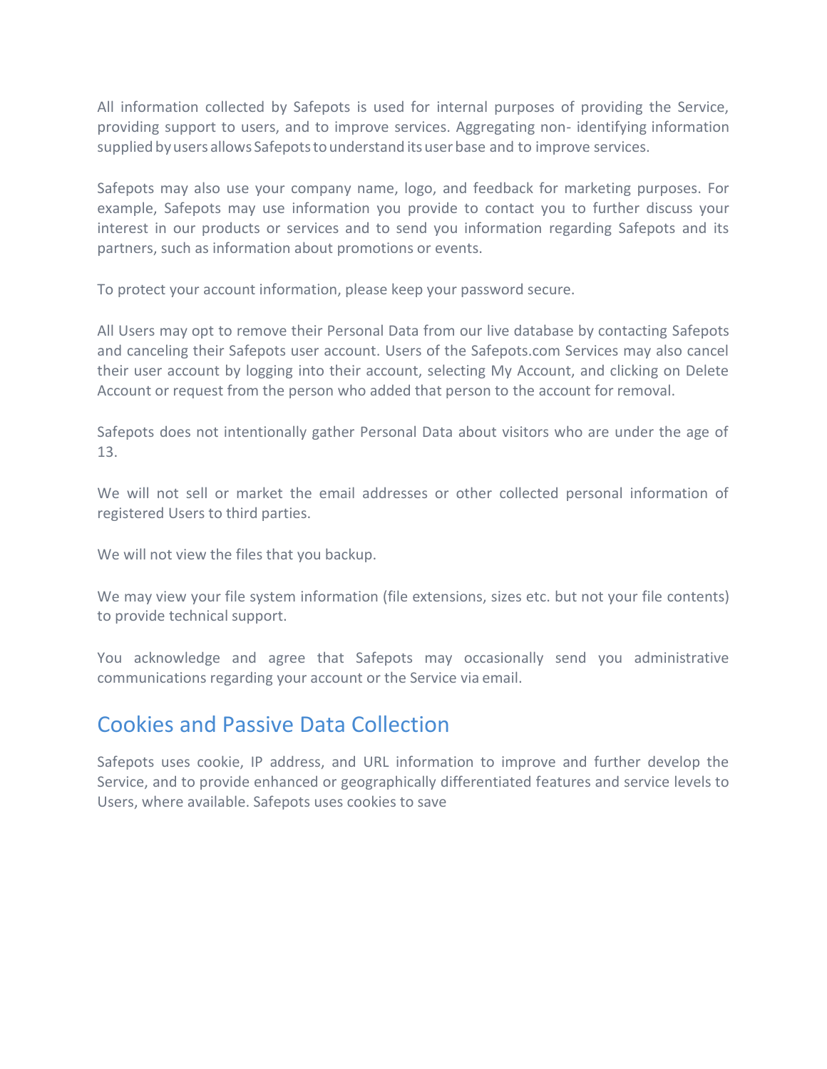All information collected by Safepots is used for internal purposes of providing the Service, providing support to users, and to improve services. Aggregating non- identifying information supplied by users allows Safepots to understand its user base and to improve services.

Safepots may also use your company name, logo, and feedback for marketing purposes. For example, Safepots may use information you provide to contact you to further discuss your interest in our products or services and to send you information regarding Safepots and its partners, such as information about promotions or events.

To protect your account information, please keep your password secure.

All Users may opt to remove their Personal Data from our live database by contacting Safepots and canceling their Safepots user account. Users of the Safepots.com Services may also cancel their user account by logging into their account, selecting My Account, and clicking on Delete Account or request from the person who added that person to the account for removal.

Safepots does not intentionally gather Personal Data about visitors who are under the age of 13.

We will not sell or market the email addresses or other collected personal information of registered Users to third parties.

We will not view the files that you backup.

We may view your file system information (file extensions, sizes etc. but not your file contents) to provide technical support.

You acknowledge and agree that Safepots may occasionally send you administrative communications regarding your account or the Service via email.

## Cookies and Passive Data Collection

Safepots uses cookie, IP address, and URL information to improve and further develop the Service, and to provide enhanced or geographically differentiated features and service levels to Users, where available. Safepots uses cookies to save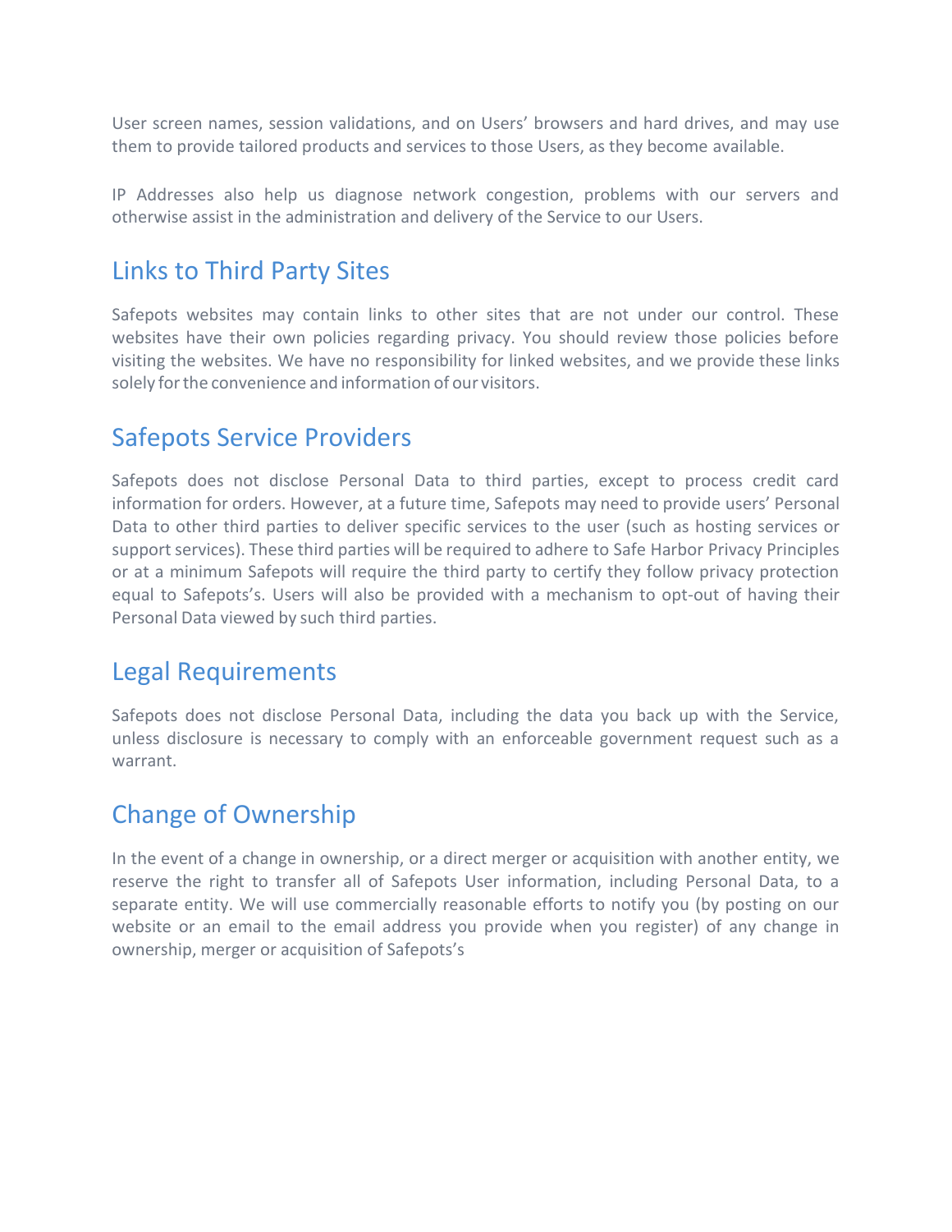User screen names, session validations, and on Users' browsers and hard drives, and may use them to provide tailored products and services to those Users, as they become available.

IP Addresses also help us diagnose network congestion, problems with our servers and otherwise assist in the administration and delivery of the Service to our Users.

## Links to Third Party Sites

Safepots websites may contain links to other sites that are not under our control. These websites have their own policies regarding privacy. You should review those policies before visiting the websites. We have no responsibility for linked websites, and we provide these links solely for the convenience and information of our visitors.

## Safepots Service Providers

Safepots does not disclose Personal Data to third parties, except to process credit card information for orders. However, at a future time, Safepots may need to provide users' Personal Data to other third parties to deliver specific services to the user (such as hosting services or support services). These third parties will be required to adhere to Safe Harbor Privacy Principles or at a minimum Safepots will require the third party to certify they follow privacy protection equal to Safepots's. Users will also be provided with a mechanism to opt-out of having their Personal Data viewed by such third parties.

## Legal Requirements

Safepots does not disclose Personal Data, including the data you back up with the Service, unless disclosure is necessary to comply with an enforceable government request such as a warrant.

## Change of Ownership

In the event of a change in ownership, or a direct merger or acquisition with another entity, we reserve the right to transfer all of Safepots User information, including Personal Data, to a separate entity. We will use commercially reasonable efforts to notify you (by posting on our website or an email to the email address you provide when you register) of any change in ownership, merger or acquisition of Safepots's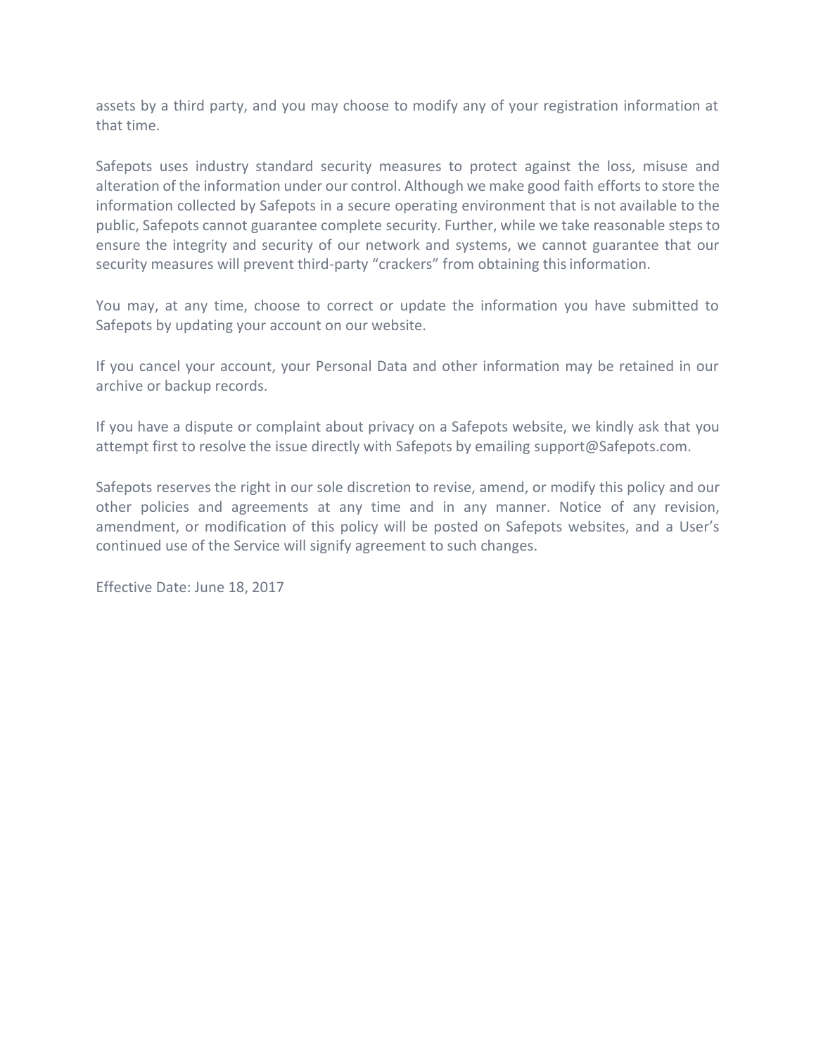assets by a third party, and you may choose to modify any of your registration information at that time.

Safepots uses industry standard security measures to protect against the loss, misuse and alteration of the information under our control. Although we make good faith efforts to store the information collected by Safepots in a secure operating environment that is not available to the public, Safepots cannot guarantee complete security. Further, while we take reasonable steps to ensure the integrity and security of our network and systems, we cannot guarantee that our security measures will prevent third-party "crackers" from obtaining this information.

You may, at any time, choose to correct or update the information you have submitted to Safepots by updating your account on our website.

If you cancel your account, your Personal Data and other information may be retained in our archive or backup records.

If you have a dispute or complaint about privacy on a Safepots website, we kindly ask that you attempt first to resolve the issue directly with Safepots by emailing support@Safepots.com.

Safepots reserves the right in our sole discretion to revise, amend, or modify this policy and our other policies and agreements at any time and in any manner. Notice of any revision, amendment, or modification of this policy will be posted on Safepots websites, and a User's continued use of the Service will signify agreement to such changes.

Effective Date: June 18, 2017